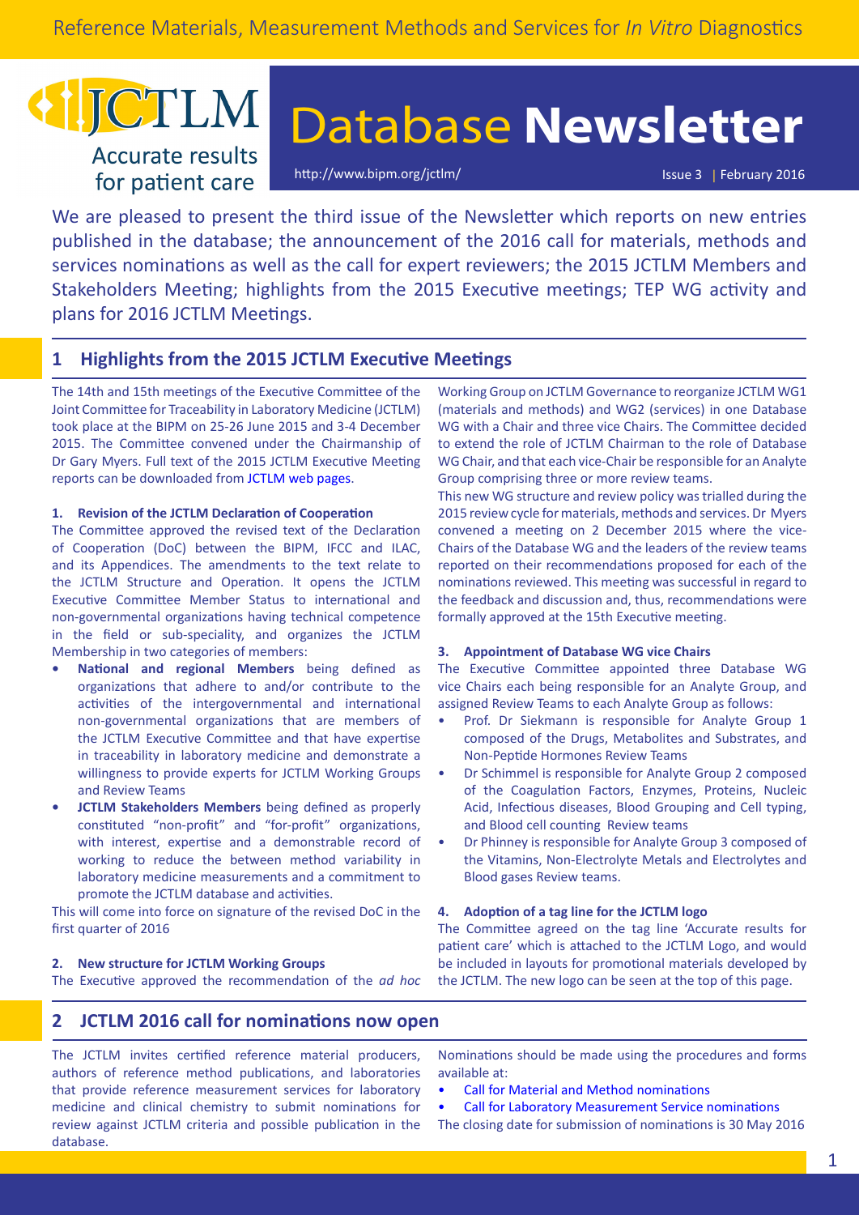Reference Materials, Measurement Methods and Services for *In Vitro* Diagnostics

# JCTLM Database Newsletter

Accurate results for patient care

http://www.bipm.org/jctlm/

Issue 3 | February 2016

We are pleased to present the third issue of the Newsletter which reports on new entries published in the database; the announcement of the 2016 call for materials, methods and services nominations as well as the call for expert reviewers; the 2015 JCTLM Members and Stakeholders Meeting; highlights from the 2015 Executive meetings; TEP WG activity and plans for 2016 JCTLM Meetings.

## 1 Highlights from the 2015 JCTLM Executive Meetings

The 14th and 15th meetings of the Executive Committee of the Joint Committee for Traceability in Laboratory Medicine (JCTLM) took place at the BIPM on 25-26 June 2015 and 3-4 December 2015. The Committee convened under the Chairmanship of Dr Gary Myers. Full text of the 2015 JCTLM Executive Meeting reports can be downloaded from JCTLM web pages.

### 1. Revision of the JCTLM Declaration of Cooperation

The Committee approved the revised text of the Declaration of Cooperation (DoC) between the BIPM, IFCC and ILAC, and its Appendices. The amendments to the text relate to the JCTLM Structure and Operation. It opens the JCTLM Executive Committee Member Status to international and non-governmental organizations having technical competence in the field or sub-speciality, and organizes the JCTLM Membership in two categories of members:

- **National and regional Members** being defined as organizations that adhere to and/or contribute to the activities of the intergovernmental and international non-governmental organizations that are members of the JCTLM Executive Committee and that have expertise in traceability in laboratory medicine and demonstrate a willingness to provide experts for JCTLM Working Groups and Review Teams
- **JCTLM Stakeholders Members** being defined as properly constituted "non-profit" and "for-profit" organizations, with interest, expertise and a demonstrable record of working to reduce the between method variability in laboratory medicine measurements and a commitment to promote the JCTLM database and activities.

This will come into force on signature of the revised DoC in the first quarter of 2016

### 2. New structure for JCTLM Working Groups

The Executive approved the recommendation of the *ad hoc* Working Group on JCTLM Governance to reorganize JCTLM WG1 (materials and methods) and WG2 (services) in one Database WG with a Chair and three vice Chairs. The Committee decided to extend the role of JCTLM Chairman to the role of Database WG Chair, and that each vice-Chair be responsible for an Analyte Group comprising three or more review teams.

This new WG structure and review policy was trialled during the 2015 review cycle for materials, methods and services. Dr Myers convened a meeting on 2 December 2015 where the vice-Chairs of the Database WG and the leaders of the review teams reported on their recommendations proposed for each of the nominations reviewed. This meeting was successful in regard to the feedback and discussion and, thus, recommendations were formally approved at the 15th Executive meeting.

### 3. Appointment of Database WG vice Chairs

The Executive Committee appointed three Database WG vice Chairs each being responsible for an Analyte Group, and assigned Review Teams to each Analyte Group as follows:

- Prof. Dr Siekmann is responsible for Analyte Group 1 composed of the Drugs, Metabolites and Substrates, and Non-Peptide Hormones Review Teams
- Dr Schimmel is responsible for Analyte Group 2 composed of the Coagulation Factors, Enzymes, Proteins, Nucleic Acid, Infectious diseases, Blood Grouping and Cell typing, and Blood cell counting Review teams
- Dr Phinney is responsible for Analyte Group 3 composed of the Vitamins, Non-Electrolyte Metals and Electrolytes and Blood gases Review teams.

### 4. Adoption of a tag line for the JCTLM logo

The Committee agreed on the tag line 'Accurate results for patient care' which is attached to the JCTLM Logo, and would be included in layouts for promotional materials developed by the JCTLM. The new logo can be seen at the top of this page.

## 2 JCTLM 2016 call for nominations now open

The JCTLM invites certified reference material producers, authors of reference method publications, and laboratories that provide reference measurement services for laboratory medicine and clinical chemistry to submit nominations for review against JCTLM criteria and possible publication in the database.

Nominations should be made using the procedures and forms available at:

- Call for Material and Method nominations
- Call for Laboratory Measurement Service nominations

The closing date for submission of nominations is 30 May 2016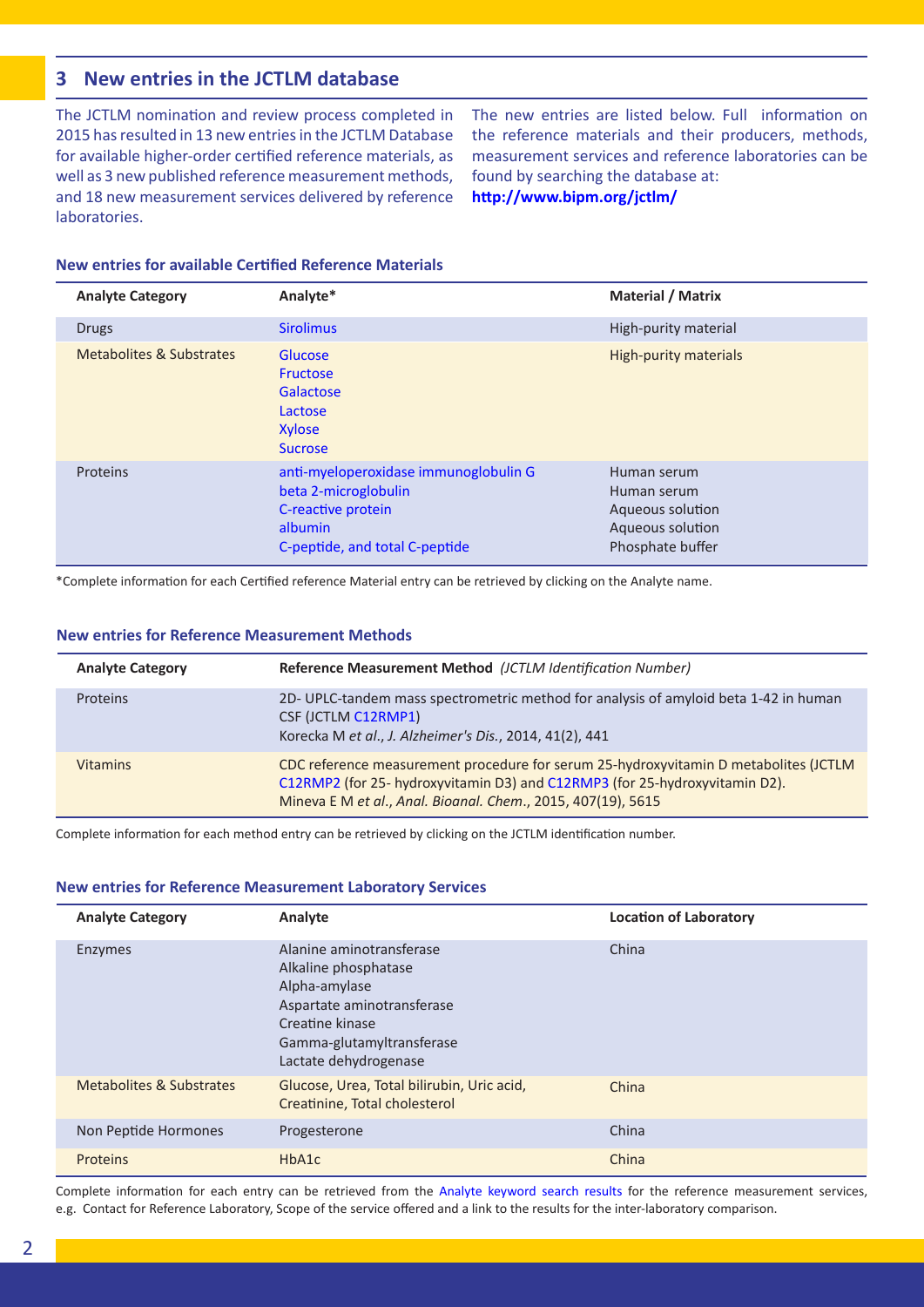## 3 New entries in the JCTLM database

The JCTLM nomination and review process completed in 2015 has resulted in 13 new entries in the JCTLM Database for available higher-order certified reference materials, as well as 3 new published reference measurement methods, and 18 new measurement services delivered by reference laboratories.

The new entries are listed below. Full information on the reference materials and their producers, methods, measurement services and reference laboratories can be found by searching the database at: **http://www.bipm.org/jctlm/**

### New entries for available Certified Reference Materials

| Analyte Category | Analyte* | Material / Matrix |
|---|---|---|
| Drugs | Sirolimus | High-purity material |
| Metabolites & Substrates | Glucose<br>Fructose<br>Galactose<br>Lactose<br>Xylose<br>Sucrose | High-purity materials |
| Proteins | anti-myeloperoxidase immunoglobulin G<br>beta 2-microglobulin<br>C-reactive protein<br>albumin<br>C-peptide, and total C-peptide | Human serum<br>Human serum<br>Aqueous solution<br>Aqueous solution<br>Phosphate buffer |

*Complete information for each Certified reference Material entry can be retrieved by clicking on the Analyte name.

### New entries for Reference Measurement Methods

| Analyte Category | Reference Measurement Method *(JCTLM Identification Number)* |
|---|---|
| Proteins | 2D- UPLC-tandem mass spectrometric method for analysis of amyloid beta 1-42 in human CSF (JCTLM C12RMP1)<br>Korecka M *et al.*, *J. Alzheimer's Dis.*, 2014, 41(2), 441 |
| Vitamins | CDC reference measurement procedure for serum 25-hydroxyvitamin D metabolites (JCTLM C12RMP2 (for 25- hydroxyvitamin D3) and C12RMP3 (for 25-hydroxyvitamin D2).<br>Mineva E M *et al.*, *Anal. Bioanal. Chem*., 2015, 407(19), 5615 |

Complete information for each method entry can be retrieved by clicking on the JCTLM identification number.

### New entries for Reference Measurement Laboratory Services

| Analyte Category | Analyte | Location of Laboratory |
|---|---|---|
| Enzymes | Alanine aminotransferase<br>Alkaline phosphatase<br>Alpha-amylase<br>Aspartate aminotransferase<br>Creatine kinase<br>Gamma-glutamyltransferase<br>Lactate dehydrogenase | China |
| Metabolites & Substrates | Glucose, Urea, Total bilirubin, Uric acid, Creatinine, Total cholesterol | China |
| Non Peptide Hormones | Progesterone | China |
| Proteins | HbA1c | China |

Complete information for each entry can be retrieved from the Analyte keyword search results for the reference measurement services, e.g. Contact for Reference Laboratory, Scope of the service offered and a link to the results for the inter-laboratory comparison.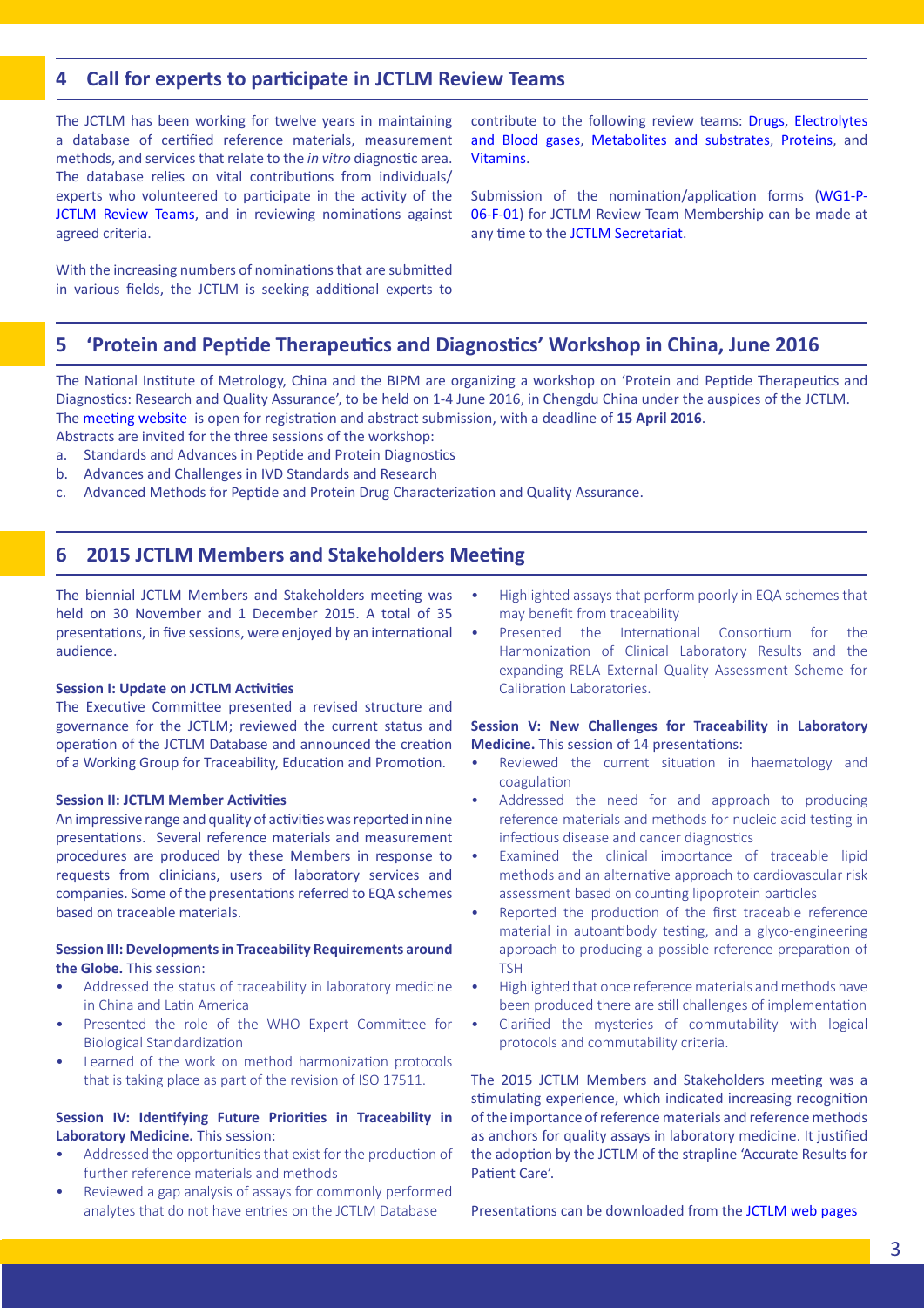## 4 Call for experts to participate in JCTLM Review Teams

The JCTLM has been working for twelve years in maintaining a database of certified reference materials, measurement methods, and services that relate to the *in vitro* diagnostic area. The database relies on vital contributions from individuals/experts who volunteered to participate in the activity of the JCTLM Review Teams, and in reviewing nominations against agreed criteria.

With the increasing numbers of nominations that are submitted in various fields, the JCTLM is seeking additional experts to contribute to the following review teams: Drugs, Electrolytes and Blood gases, Metabolites and substrates, Proteins, and Vitamins.

Submission of the nomination/application forms (WG1-P-06-F-01) for JCTLM Review Team Membership can be made at any time to the JCTLM Secretariat.

## 5 'Protein and Peptide Therapeutics and Diagnostics' Workshop in China, June 2016

The National Institute of Metrology, China and the BIPM are organizing a workshop on 'Protein and Peptide Therapeutics and Diagnostics: Research and Quality Assurance', to be held on 1-4 June 2016, in Chengdu China under the auspices of the JCTLM. The meeting website is open for registration and abstract submission, with a deadline of **15 April 2016**.

Abstracts are invited for the three sessions of the workshop:

a. Standards and Advances in Peptide and Protein Diagnostics
b. Advances and Challenges in IVD Standards and Research
c. Advanced Methods for Peptide and Protein Drug Characterization and Quality Assurance.

## 6 2015 JCTLM Members and Stakeholders Meeting

The biennial JCTLM Members and Stakeholders meeting was held on 30 November and 1 December 2015. A total of 35 presentations, in five sessions, were enjoyed by an international audience.

**Session I: Update on JCTLM Activities**

The Executive Committee presented a revised structure and governance for the JCTLM; reviewed the current status and operation of the JCTLM Database and announced the creation of a Working Group for Traceability, Education and Promotion.

**Session II: JCTLM Member Activities**

An impressive range and quality of activities was reported in nine presentations. Several reference materials and measurement procedures are produced by these Members in response to requests from clinicians, users of laboratory services and companies. Some of the presentations referred to EQA schemes based on traceable materials.

**Session III: Developments in Traceability Requirements around the Globe.** This session:

- Addressed the status of traceability in laboratory medicine in China and Latin America
- Presented the role of the WHO Expert Committee for Biological Standardization
- Learned of the work on method harmonization protocols that is taking place as part of the revision of ISO 17511.

**Session IV: Identifying Future Priorities in Traceability in Laboratory Medicine.** This session:

- Addressed the opportunities that exist for the production of further reference materials and methods
- Reviewed a gap analysis of assays for commonly performed analytes that do not have entries on the JCTLM Database
- Highlighted assays that perform poorly in EQA schemes that may benefit from traceability
- Presented the International Consortium for the Harmonization of Clinical Laboratory Results and the expanding RELA External Quality Assessment Scheme for Calibration Laboratories.

**Session V: New Challenges for Traceability in Laboratory Medicine.** This session of 14 presentations:

- Reviewed the current situation in haematology and coagulation
- Addressed the need for and approach to producing reference materials and methods for nucleic acid testing in infectious disease and cancer diagnostics
- Examined the clinical importance of traceable lipid methods and an alternative approach to cardiovascular risk assessment based on counting lipoprotein particles
- Reported the production of the first traceable reference material in autoantibody testing, and a glyco-engineering approach to producing a possible reference preparation of TSH
- Highlighted that once reference materials and methods have been produced there are still challenges of implementation
- Clarified the mysteries of commutability with logical protocols and commutability criteria.

The 2015 JCTLM Members and Stakeholders meeting was a stimulating experience, which indicated increasing recognition of the importance of reference materials and reference methods as anchors for quality assays in laboratory medicine. It justified the adoption by the JCTLM of the strapline 'Accurate Results for Patient Care'.

Presentations can be downloaded from the JCTLM web pages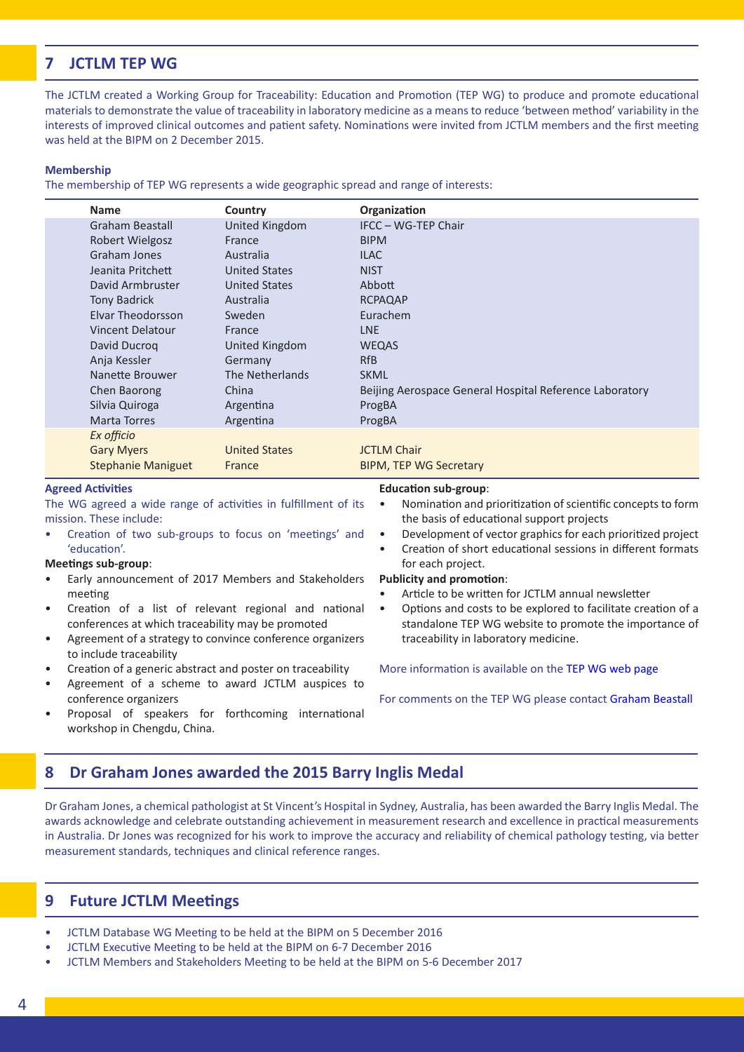## 7 JCTLM TEP WG

The JCTLM created a Working Group for Traceability: Education and Promotion (TEP WG) to produce and promote educational materials to demonstrate the value of traceability in laboratory medicine as a means to reduce 'between method' variability in the interests of improved clinical outcomes and patient safety. Nominations were invited from JCTLM members and the first meeting was held at the BIPM on 2 December 2015.

**Membership**

The membership of TEP WG represents a wide geographic spread and range of interests:

| Name | Country | Organization |
|---|---|---|
| Graham Beastall | United Kingdom | IFCC – WG-TEP Chair |
| Robert Wielgosz | France | BIPM |
| Graham Jones | Australia | ILAC |
| Jeanita Pritchett | United States | NIST |
| David Armbruster | United States | Abbott |
| Tony Badrick | Australia | RCPAQAP |
| Elvar Theodorsson | Sweden | Eurachem |
| Vincent Delatour | France | LNE |
| David Ducroq | United Kingdom | WEQAS |
| Anja Kessler | Germany | RfB |
| Nanette Brouwer | The Netherlands | SKML |
| Chen Baorong | China | Beijing Aerospace General Hospital Reference Laboratory |
| Silvia Quiroga | Argentina | ProgBA |
| Marta Torres | Argentina | ProgBA |
| *Ex officio* | | |
| Gary Myers | United States | JCTLM Chair |
| Stephanie Maniguet | France | BIPM, TEP WG Secretary |

**Agreed Activities**

The WG agreed a wide range of activities in fulfillment of its mission. These include:

- Creation of two sub-groups to focus on 'meetings' and 'education'.

**Meetings sub-group**:

- Early announcement of 2017 Members and Stakeholders meeting
- Creation of a list of relevant regional and national conferences at which traceability may be promoted
- Agreement of a strategy to convince conference organizers to include traceability
- Creation of a generic abstract and poster on traceability
- Agreement of a scheme to award JCTLM auspices to conference organizers
- Proposal of speakers for forthcoming international workshop in Chengdu, China.

**Education sub-group**:

- Nomination and prioritization of scientific concepts to form the basis of educational support projects
- Development of vector graphics for each prioritized project
- Creation of short educational sessions in different formats for each project.

**Publicity and promotion**:

- Article to be written for JCTLM annual newsletter
- Options and costs to be explored to facilitate creation of a standalone TEP WG website to promote the importance of traceability in laboratory medicine.

More information is available on the TEP WG web page

For comments on the TEP WG please contact Graham Beastall

## 8 Dr Graham Jones awarded the 2015 Barry Inglis Medal

Dr Graham Jones, a chemical pathologist at St Vincent's Hospital in Sydney, Australia, has been awarded the Barry Inglis Medal. The awards acknowledge and celebrate outstanding achievement in measurement research and excellence in practical measurements in Australia. Dr Jones was recognized for his work to improve the accuracy and reliability of chemical pathology testing, via better measurement standards, techniques and clinical reference ranges.

## 9 Future JCTLM Meetings

- JCTLM Database WG Meeting to be held at the BIPM on 5 December 2016
- JCTLM Executive Meeting to be held at the BIPM on 6-7 December 2016
- JCTLM Members and Stakeholders Meeting to be held at the BIPM on 5-6 December 2017